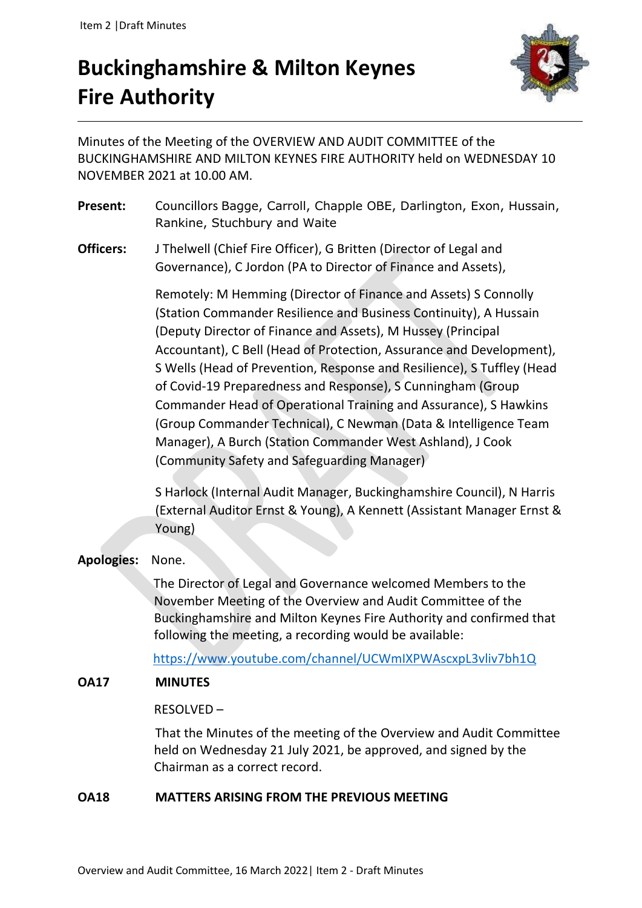# Buckinghamshire & Milton Keynes Fire Authority

Minutes of the Meeting of the OVERVIEW AND AUDIT COMMITTEE of the BUCKINGHAMSHIRE AND MILTON KEYNES FIRE AUTHORITY held on WEDNESDAY 10 NOVEMBER 2021 at 10.00 AM.

**Present:** Councillors Bagge, Carroll, Chapple OBE, Darlington, Exon, Hussain, Rankine, Stuchbury and Waite

**Officers:** J Thelwell (Chief Fire Officer), G Britten (Director of Legal and Governance), C Jordon (PA to Director of Finance and Assets),

Remotely: M Hemming (Director of Finance and Assets) S Connolly (Station Commander Resilience and Business Continuity), A Hussain (Deputy Director of Finance and Assets), M Hussey (Principal Accountant), C Bell (Head of Protection, Assurance and Development), S Wells (Head of Prevention, Response and Resilience), S Tuffley (Head of Covid-19 Preparedness and Response), S Cunningham (Group Commander Head of Operational Training and Assurance), S Hawkins (Group Commander Technical), C Newman (Data & Intelligence Team Manager), A Burch (Station Commander West Ashland), J Cook (Community Safety and Safeguarding Manager)

S Harlock (Internal Audit Manager, Buckinghamshire Council), N Harris (External Auditor Ernst & Young), A Kennett (Assistant Manager Ernst & Young)

**Apologies:** None.

The Director of Legal and Governance welcomed Members to the November Meeting of the Overview and Audit Committee of the Buckinghamshire and Milton Keynes Fire Authority and confirmed that following the meeting, a recording would be available:

https://www.youtube.com/channel/UCWmIXPWAscxpL3vliv7bh1Q

**OA17 MINUTES**

RESOLVED –

That the Minutes of the meeting of the Overview and Audit Committee held on Wednesday 21 July 2021, be approved, and signed by the Chairman as a correct record.

**OA18 MATTERS ARISING FROM THE PREVIOUS MEETING**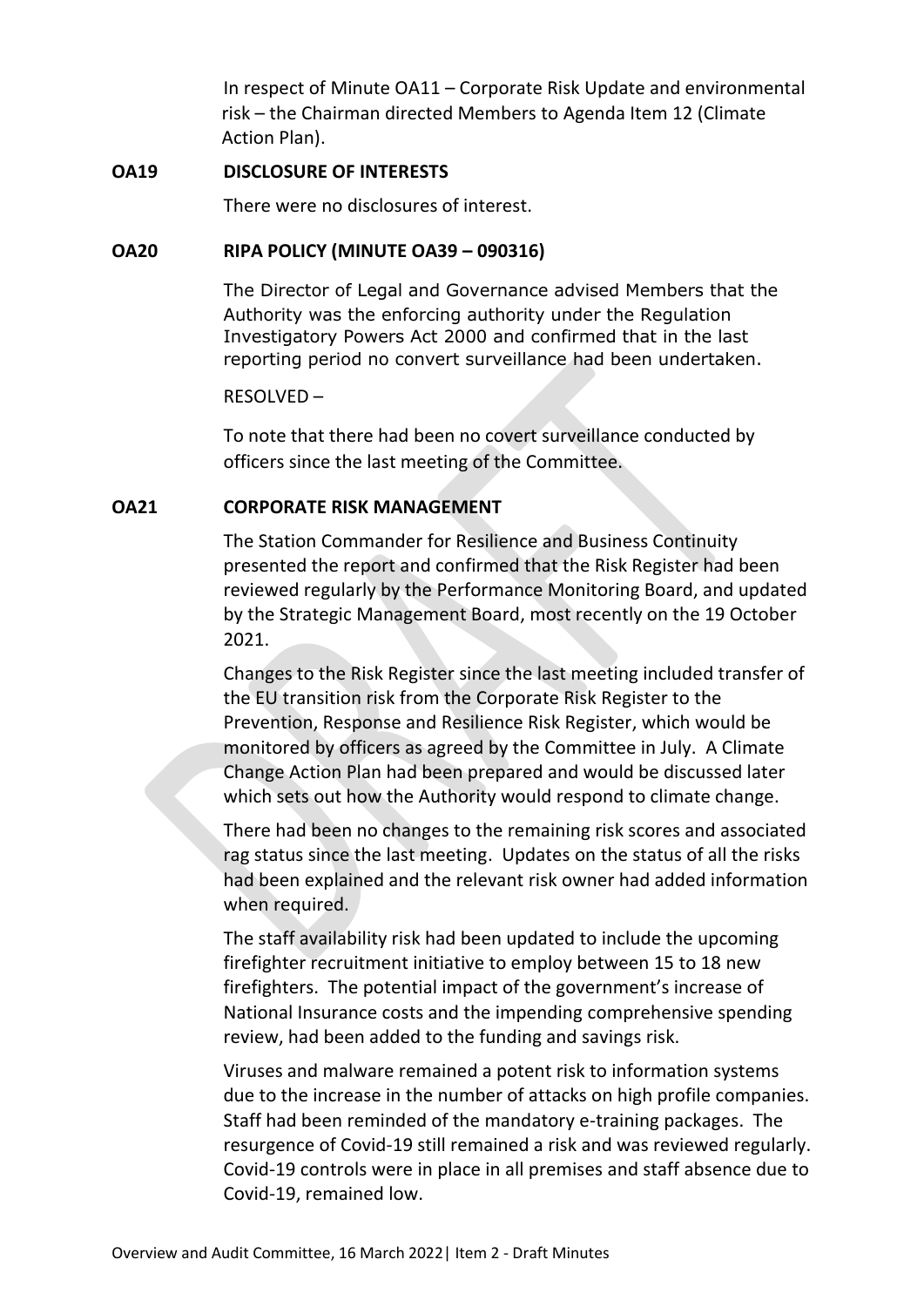In respect of Minute OA11 – Corporate Risk Update and environmental risk – the Chairman directed Members to Agenda Item 12 (Climate Action Plan).

**OA19 DISCLOSURE OF INTERESTS**

There were no disclosures of interest.

**OA20 RIPA POLICY (MINUTE OA39 – 090316)**

The Director of Legal and Governance advised Members that the Authority was the enforcing authority under the Regulation Investigatory Powers Act 2000 and confirmed that in the last reporting period no convert surveillance had been undertaken.

RESOLVED –

To note that there had been no covert surveillance conducted by officers since the last meeting of the Committee.

**OA21 CORPORATE RISK MANAGEMENT**

The Station Commander for Resilience and Business Continuity presented the report and confirmed that the Risk Register had been reviewed regularly by the Performance Monitoring Board, and updated by the Strategic Management Board, most recently on the 19 October 2021.

Changes to the Risk Register since the last meeting included transfer of the EU transition risk from the Corporate Risk Register to the Prevention, Response and Resilience Risk Register, which would be monitored by officers as agreed by the Committee in July. A Climate Change Action Plan had been prepared and would be discussed later which sets out how the Authority would respond to climate change.

There had been no changes to the remaining risk scores and associated rag status since the last meeting. Updates on the status of all the risks had been explained and the relevant risk owner had added information when required.

The staff availability risk had been updated to include the upcoming firefighter recruitment initiative to employ between 15 to 18 new firefighters. The potential impact of the government's increase of National Insurance costs and the impending comprehensive spending review, had been added to the funding and savings risk.

Viruses and malware remained a potent risk to information systems due to the increase in the number of attacks on high profile companies. Staff had been reminded of the mandatory e-training packages. The resurgence of Covid-19 still remained a risk and was reviewed regularly. Covid-19 controls were in place in all premises and staff absence due to Covid-19, remained low.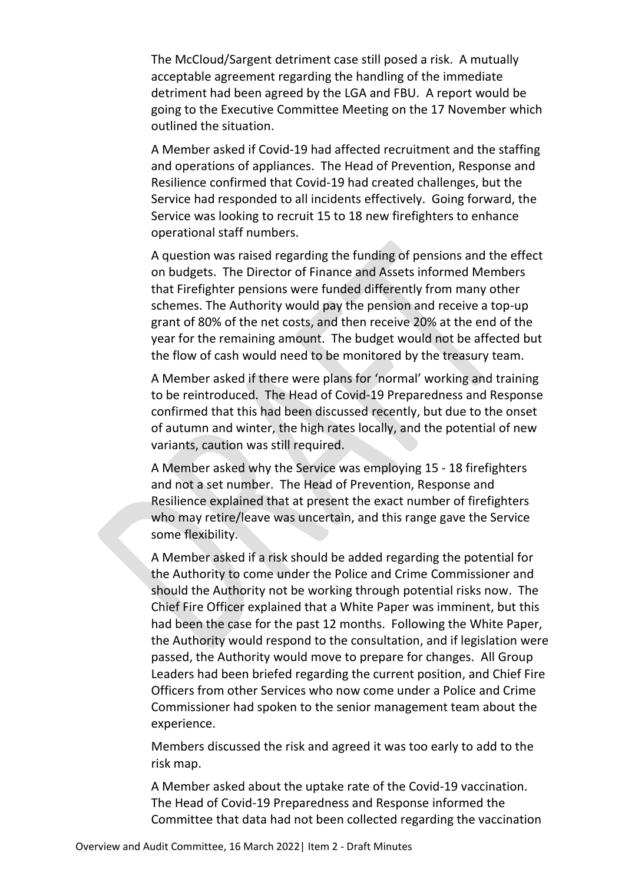The McCloud/Sargent detriment case still posed a risk. A mutually acceptable agreement regarding the handling of the immediate detriment had been agreed by the LGA and FBU. A report would be going to the Executive Committee Meeting on the 17 November which outlined the situation.

A Member asked if Covid-19 had affected recruitment and the staffing and operations of appliances. The Head of Prevention, Response and Resilience confirmed that Covid-19 had created challenges, but the Service had responded to all incidents effectively. Going forward, the Service was looking to recruit 15 to 18 new firefighters to enhance operational staff numbers.

A question was raised regarding the funding of pensions and the effect on budgets. The Director of Finance and Assets informed Members that Firefighter pensions were funded differently from many other schemes. The Authority would pay the pension and receive a top-up grant of 80% of the net costs, and then receive 20% at the end of the year for the remaining amount. The budget would not be affected but the flow of cash would need to be monitored by the treasury team.

A Member asked if there were plans for 'normal' working and training to be reintroduced. The Head of Covid-19 Preparedness and Response confirmed that this had been discussed recently, but due to the onset of autumn and winter, the high rates locally, and the potential of new variants, caution was still required.

A Member asked why the Service was employing 15 - 18 firefighters and not a set number. The Head of Prevention, Response and Resilience explained that at present the exact number of firefighters who may retire/leave was uncertain, and this range gave the Service some flexibility.

A Member asked if a risk should be added regarding the potential for the Authority to come under the Police and Crime Commissioner and should the Authority not be working through potential risks now. The Chief Fire Officer explained that a White Paper was imminent, but this had been the case for the past 12 months. Following the White Paper, the Authority would respond to the consultation, and if legislation were passed, the Authority would move to prepare for changes. All Group Leaders had been briefed regarding the current position, and Chief Fire Officers from other Services who now come under a Police and Crime Commissioner had spoken to the senior management team about the experience.

Members discussed the risk and agreed it was too early to add to the risk map.

A Member asked about the uptake rate of the Covid-19 vaccination. The Head of Covid-19 Preparedness and Response informed the Committee that data had not been collected regarding the vaccination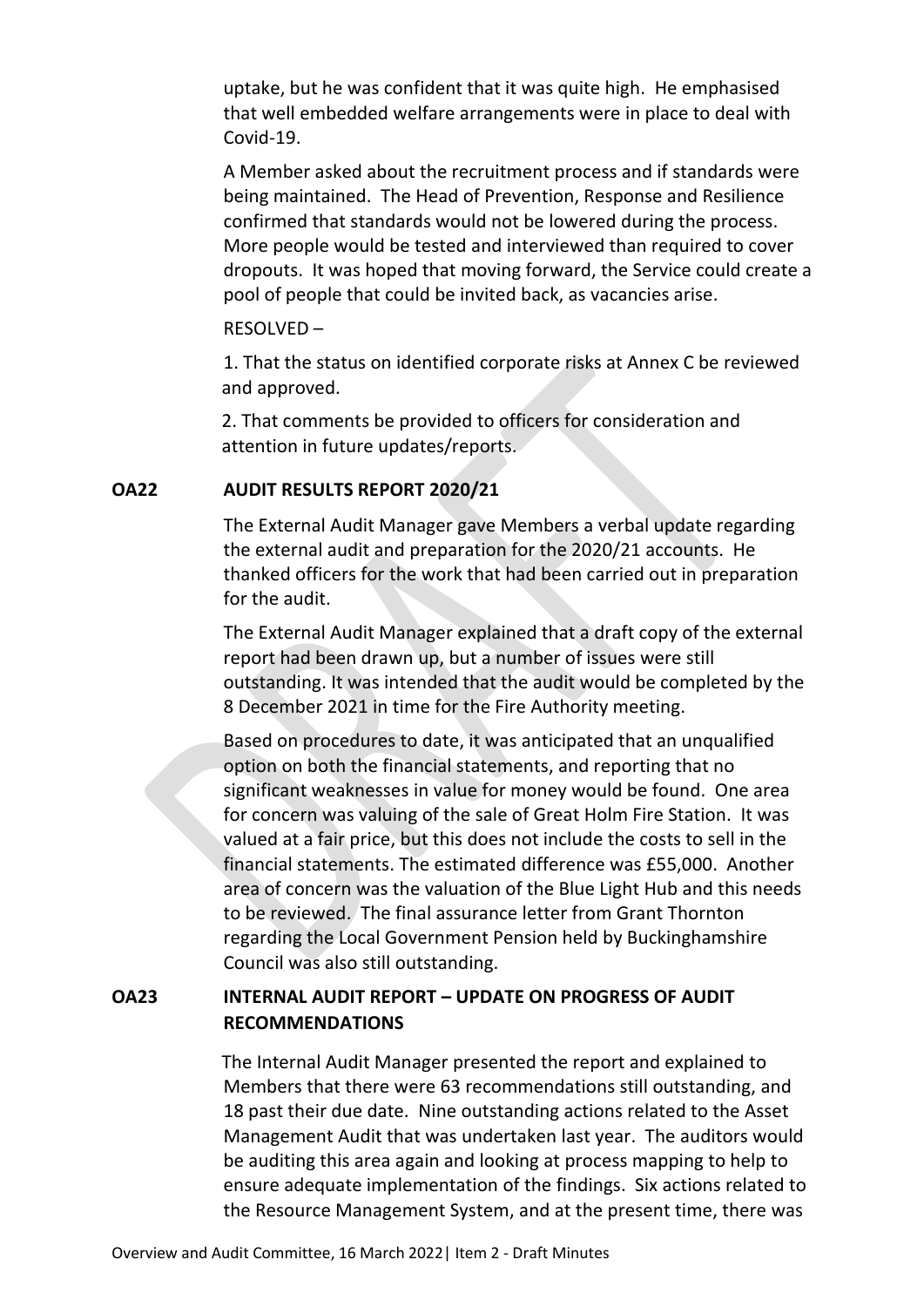uptake, but he was confident that it was quite high. He emphasised that well embedded welfare arrangements were in place to deal with Covid-19.

A Member asked about the recruitment process and if standards were being maintained. The Head of Prevention, Response and Resilience confirmed that standards would not be lowered during the process. More people would be tested and interviewed than required to cover dropouts. It was hoped that moving forward, the Service could create a pool of people that could be invited back, as vacancies arise.

RESOLVED –

1. That the status on identified corporate risks at Annex C be reviewed and approved.

2. That comments be provided to officers for consideration and attention in future updates/reports.

**OA22 AUDIT RESULTS REPORT 2020/21**

The External Audit Manager gave Members a verbal update regarding the external audit and preparation for the 2020/21 accounts. He thanked officers for the work that had been carried out in preparation for the audit.

The External Audit Manager explained that a draft copy of the external report had been drawn up, but a number of issues were still outstanding. It was intended that the audit would be completed by the 8 December 2021 in time for the Fire Authority meeting.

Based on procedures to date, it was anticipated that an unqualified option on both the financial statements, and reporting that no significant weaknesses in value for money would be found. One area for concern was valuing of the sale of Great Holm Fire Station. It was valued at a fair price, but this does not include the costs to sell in the financial statements. The estimated difference was £55,000. Another area of concern was the valuation of the Blue Light Hub and this needs to be reviewed. The final assurance letter from Grant Thornton regarding the Local Government Pension held by Buckinghamshire Council was also still outstanding.

**OA23 INTERNAL AUDIT REPORT – UPDATE ON PROGRESS OF AUDIT RECOMMENDATIONS**

The Internal Audit Manager presented the report and explained to Members that there were 63 recommendations still outstanding, and 18 past their due date. Nine outstanding actions related to the Asset Management Audit that was undertaken last year. The auditors would be auditing this area again and looking at process mapping to help to ensure adequate implementation of the findings. Six actions related to the Resource Management System, and at the present time, there was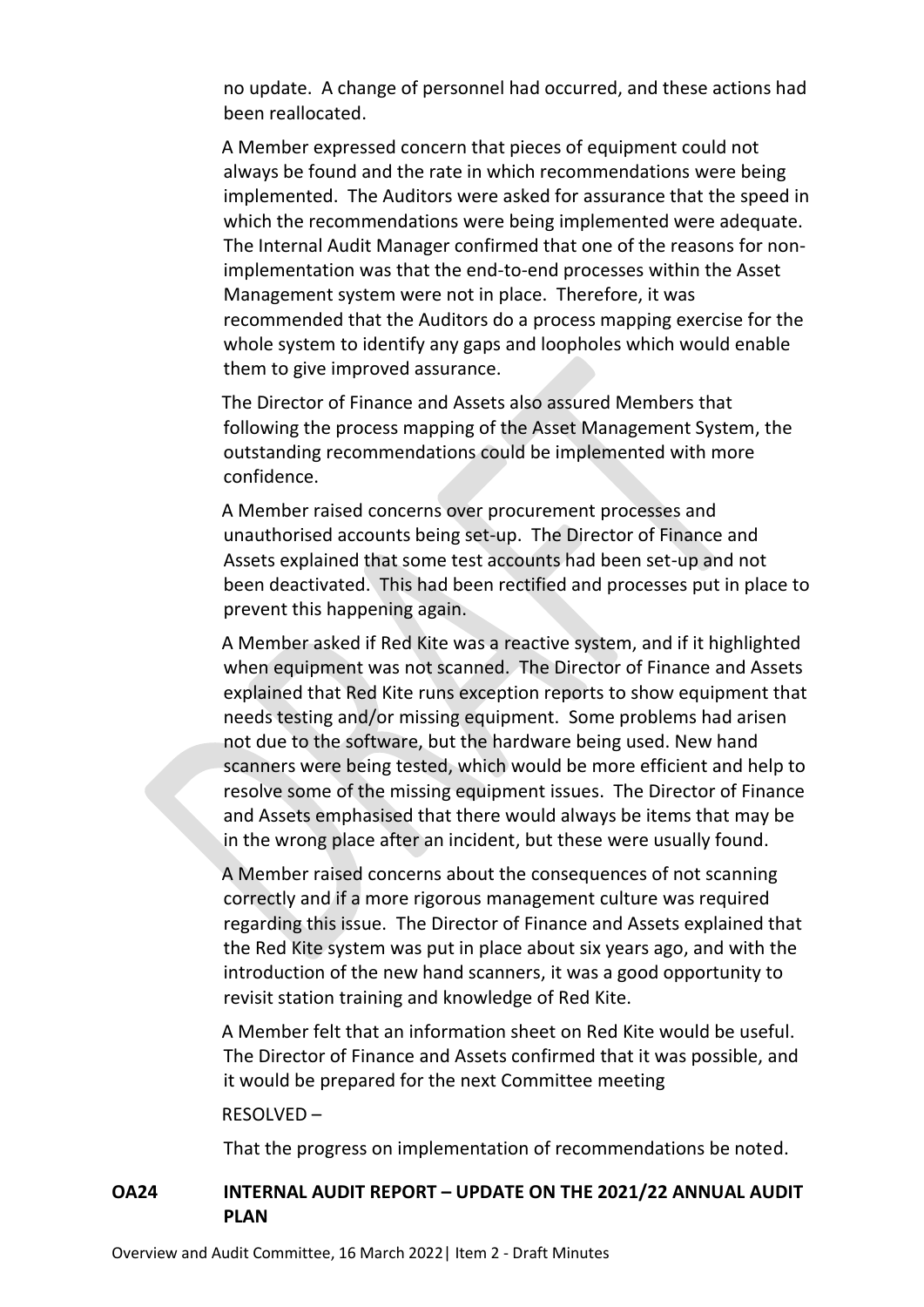no update. A change of personnel had occurred, and these actions had been reallocated.

A Member expressed concern that pieces of equipment could not always be found and the rate in which recommendations were being implemented. The Auditors were asked for assurance that the speed in which the recommendations were being implemented were adequate. The Internal Audit Manager confirmed that one of the reasons for non-implementation was that the end-to-end processes within the Asset Management system were not in place. Therefore, it was recommended that the Auditors do a process mapping exercise for the whole system to identify any gaps and loopholes which would enable them to give improved assurance.

The Director of Finance and Assets also assured Members that following the process mapping of the Asset Management System, the outstanding recommendations could be implemented with more confidence.

A Member raised concerns over procurement processes and unauthorised accounts being set-up. The Director of Finance and Assets explained that some test accounts had been set-up and not been deactivated. This had been rectified and processes put in place to prevent this happening again.

A Member asked if Red Kite was a reactive system, and if it highlighted when equipment was not scanned. The Director of Finance and Assets explained that Red Kite runs exception reports to show equipment that needs testing and/or missing equipment. Some problems had arisen not due to the software, but the hardware being used. New hand scanners were being tested, which would be more efficient and help to resolve some of the missing equipment issues. The Director of Finance and Assets emphasised that there would always be items that may be in the wrong place after an incident, but these were usually found.

A Member raised concerns about the consequences of not scanning correctly and if a more rigorous management culture was required regarding this issue. The Director of Finance and Assets explained that the Red Kite system was put in place about six years ago, and with the introduction of the new hand scanners, it was a good opportunity to revisit station training and knowledge of Red Kite.

A Member felt that an information sheet on Red Kite would be useful. The Director of Finance and Assets confirmed that it was possible, and it would be prepared for the next Committee meeting

RESOLVED –

That the progress on implementation of recommendations be noted.

**OA24 INTERNAL AUDIT REPORT – UPDATE ON THE 2021/22 ANNUAL AUDIT PLAN**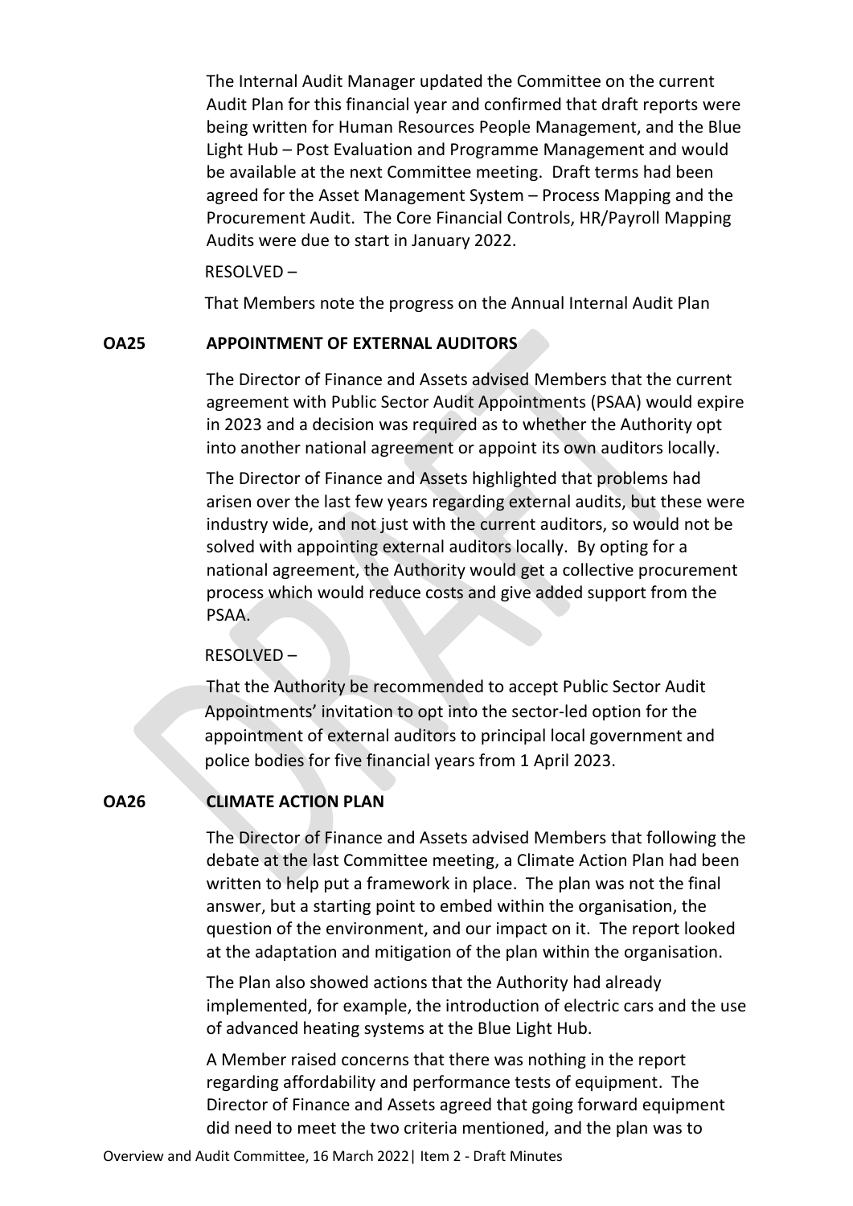The Internal Audit Manager updated the Committee on the current Audit Plan for this financial year and confirmed that draft reports were being written for Human Resources People Management, and the Blue Light Hub – Post Evaluation and Programme Management and would be available at the next Committee meeting. Draft terms had been agreed for the Asset Management System – Process Mapping and the Procurement Audit. The Core Financial Controls, HR/Payroll Mapping Audits were due to start in January 2022.

RESOLVED –

That Members note the progress on the Annual Internal Audit Plan

**OA25 APPOINTMENT OF EXTERNAL AUDITORS**

The Director of Finance and Assets advised Members that the current agreement with Public Sector Audit Appointments (PSAA) would expire in 2023 and a decision was required as to whether the Authority opt into another national agreement or appoint its own auditors locally.

The Director of Finance and Assets highlighted that problems had arisen over the last few years regarding external audits, but these were industry wide, and not just with the current auditors, so would not be solved with appointing external auditors locally. By opting for a national agreement, the Authority would get a collective procurement process which would reduce costs and give added support from the PSAA.

RESOLVED –

That the Authority be recommended to accept Public Sector Audit Appointments' invitation to opt into the sector-led option for the appointment of external auditors to principal local government and police bodies for five financial years from 1 April 2023.

**OA26 CLIMATE ACTION PLAN**

The Director of Finance and Assets advised Members that following the debate at the last Committee meeting, a Climate Action Plan had been written to help put a framework in place. The plan was not the final answer, but a starting point to embed within the organisation, the question of the environment, and our impact on it. The report looked at the adaptation and mitigation of the plan within the organisation.

The Plan also showed actions that the Authority had already implemented, for example, the introduction of electric cars and the use of advanced heating systems at the Blue Light Hub.

A Member raised concerns that there was nothing in the report regarding affordability and performance tests of equipment. The Director of Finance and Assets agreed that going forward equipment did need to meet the two criteria mentioned, and the plan was to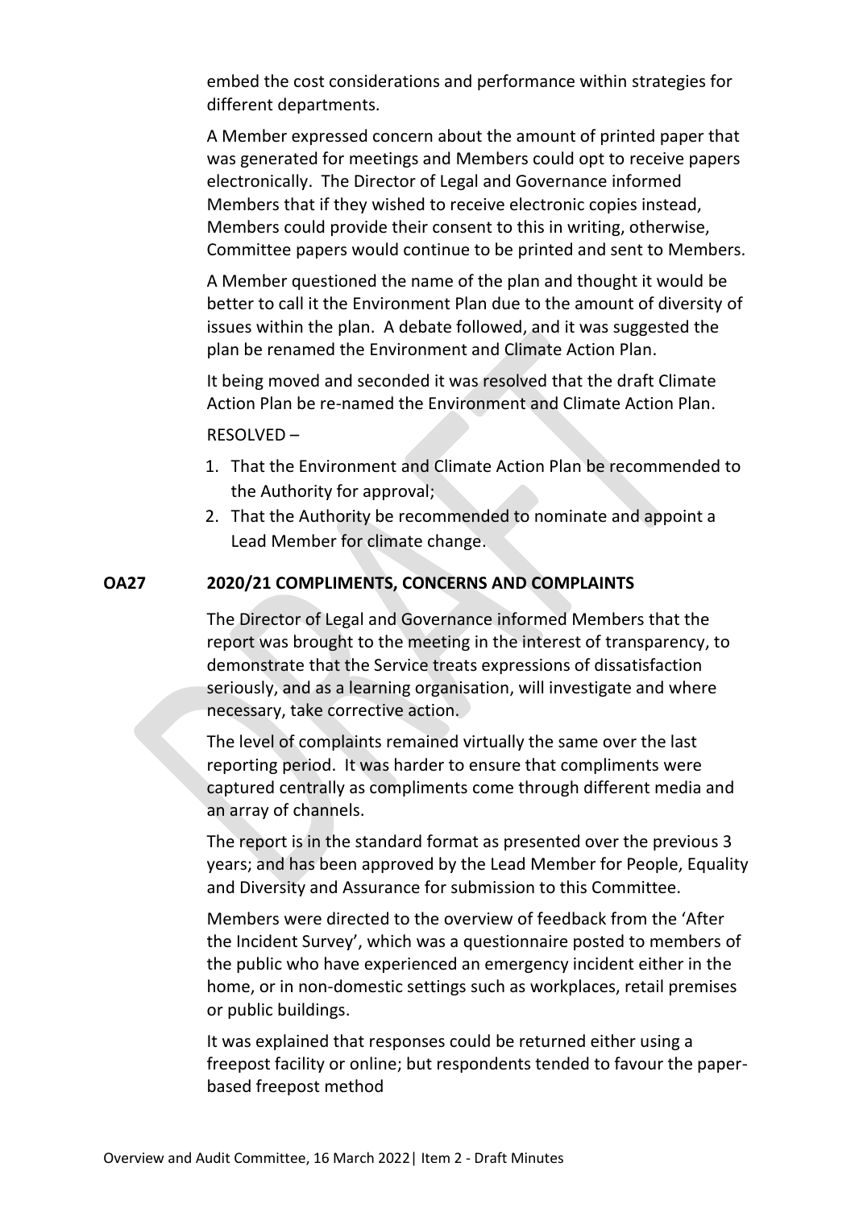embed the cost considerations and performance within strategies for different departments.

A Member expressed concern about the amount of printed paper that was generated for meetings and Members could opt to receive papers electronically. The Director of Legal and Governance informed Members that if they wished to receive electronic copies instead, Members could provide their consent to this in writing, otherwise, Committee papers would continue to be printed and sent to Members.

A Member questioned the name of the plan and thought it would be better to call it the Environment Plan due to the amount of diversity of issues within the plan. A debate followed, and it was suggested the plan be renamed the Environment and Climate Action Plan.

It being moved and seconded it was resolved that the draft Climate Action Plan be re-named the Environment and Climate Action Plan.

RESOLVED –

1. That the Environment and Climate Action Plan be recommended to the Authority for approval;
2. That the Authority be recommended to nominate and appoint a Lead Member for climate change.

**OA27 2020/21 COMPLIMENTS, CONCERNS AND COMPLAINTS**

The Director of Legal and Governance informed Members that the report was brought to the meeting in the interest of transparency, to demonstrate that the Service treats expressions of dissatisfaction seriously, and as a learning organisation, will investigate and where necessary, take corrective action.

The level of complaints remained virtually the same over the last reporting period. It was harder to ensure that compliments were captured centrally as compliments come through different media and an array of channels.

The report is in the standard format as presented over the previous 3 years; and has been approved by the Lead Member for People, Equality and Diversity and Assurance for submission to this Committee.

Members were directed to the overview of feedback from the 'After the Incident Survey', which was a questionnaire posted to members of the public who have experienced an emergency incident either in the home, or in non-domestic settings such as workplaces, retail premises or public buildings.

It was explained that responses could be returned either using a freepost facility or online; but respondents tended to favour the paper-based freepost method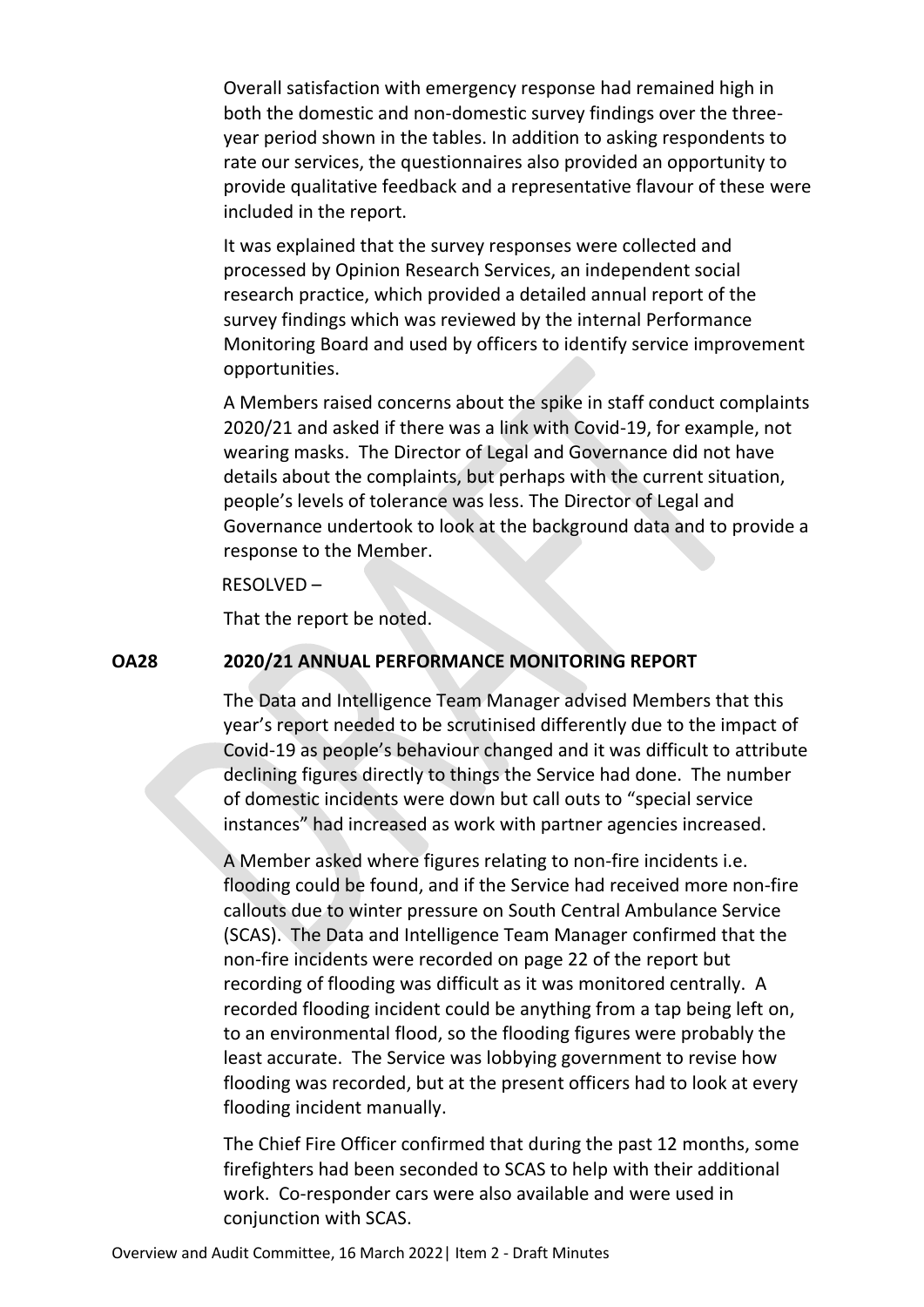Overall satisfaction with emergency response had remained high in both the domestic and non-domestic survey findings over the three-year period shown in the tables. In addition to asking respondents to rate our services, the questionnaires also provided an opportunity to provide qualitative feedback and a representative flavour of these were included in the report.

It was explained that the survey responses were collected and processed by Opinion Research Services, an independent social research practice, which provided a detailed annual report of the survey findings which was reviewed by the internal Performance Monitoring Board and used by officers to identify service improvement opportunities.

A Members raised concerns about the spike in staff conduct complaints 2020/21 and asked if there was a link with Covid-19, for example, not wearing masks. The Director of Legal and Governance did not have details about the complaints, but perhaps with the current situation, people's levels of tolerance was less. The Director of Legal and Governance undertook to look at the background data and to provide a response to the Member.

RESOLVED –

That the report be noted.

**OA28 2020/21 ANNUAL PERFORMANCE MONITORING REPORT**

The Data and Intelligence Team Manager advised Members that this year's report needed to be scrutinised differently due to the impact of Covid-19 as people's behaviour changed and it was difficult to attribute declining figures directly to things the Service had done. The number of domestic incidents were down but call outs to "special service instances" had increased as work with partner agencies increased.

A Member asked where figures relating to non-fire incidents i.e. flooding could be found, and if the Service had received more non-fire callouts due to winter pressure on South Central Ambulance Service (SCAS). The Data and Intelligence Team Manager confirmed that the non-fire incidents were recorded on page 22 of the report but recording of flooding was difficult as it was monitored centrally. A recorded flooding incident could be anything from a tap being left on, to an environmental flood, so the flooding figures were probably the least accurate. The Service was lobbying government to revise how flooding was recorded, but at the present officers had to look at every flooding incident manually.

The Chief Fire Officer confirmed that during the past 12 months, some firefighters had been seconded to SCAS to help with their additional work. Co-responder cars were also available and were used in conjunction with SCAS.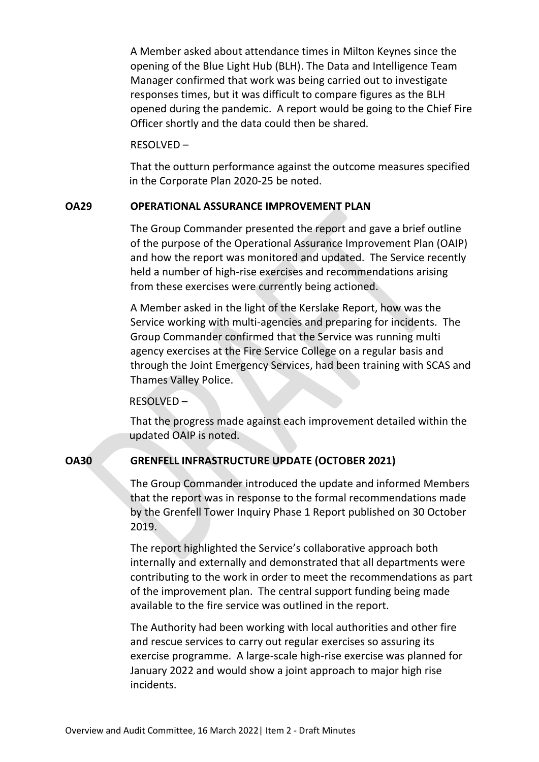A Member asked about attendance times in Milton Keynes since the opening of the Blue Light Hub (BLH). The Data and Intelligence Team Manager confirmed that work was being carried out to investigate responses times, but it was difficult to compare figures as the BLH opened during the pandemic. A report would be going to the Chief Fire Officer shortly and the data could then be shared.

RESOLVED –

That the outturn performance against the outcome measures specified in the Corporate Plan 2020-25 be noted.

**OA29 OPERATIONAL ASSURANCE IMPROVEMENT PLAN**

The Group Commander presented the report and gave a brief outline of the purpose of the Operational Assurance Improvement Plan (OAIP) and how the report was monitored and updated. The Service recently held a number of high-rise exercises and recommendations arising from these exercises were currently being actioned.

A Member asked in the light of the Kerslake Report, how was the Service working with multi-agencies and preparing for incidents. The Group Commander confirmed that the Service was running multi agency exercises at the Fire Service College on a regular basis and through the Joint Emergency Services, had been training with SCAS and Thames Valley Police.

RESOLVED –

That the progress made against each improvement detailed within the updated OAIP is noted.

**OA30 GRENFELL INFRASTRUCTURE UPDATE (OCTOBER 2021)**

The Group Commander introduced the update and informed Members that the report was in response to the formal recommendations made by the Grenfell Tower Inquiry Phase 1 Report published on 30 October 2019.

The report highlighted the Service's collaborative approach both internally and externally and demonstrated that all departments were contributing to the work in order to meet the recommendations as part of the improvement plan. The central support funding being made available to the fire service was outlined in the report.

The Authority had been working with local authorities and other fire and rescue services to carry out regular exercises so assuring its exercise programme. A large-scale high-rise exercise was planned for January 2022 and would show a joint approach to major high rise incidents.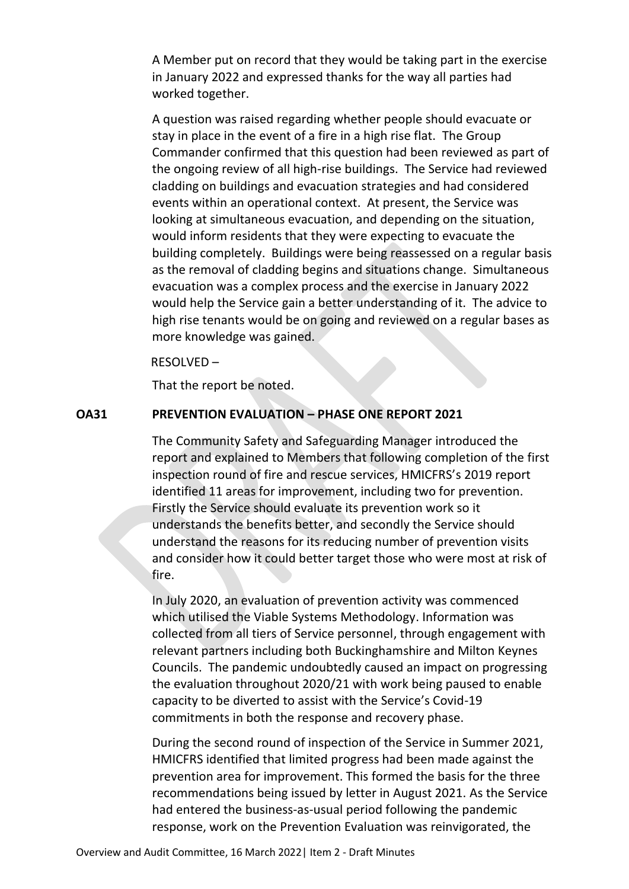A Member put on record that they would be taking part in the exercise in January 2022 and expressed thanks for the way all parties had worked together.

A question was raised regarding whether people should evacuate or stay in place in the event of a fire in a high rise flat. The Group Commander confirmed that this question had been reviewed as part of the ongoing review of all high-rise buildings. The Service had reviewed cladding on buildings and evacuation strategies and had considered events within an operational context. At present, the Service was looking at simultaneous evacuation, and depending on the situation, would inform residents that they were expecting to evacuate the building completely. Buildings were being reassessed on a regular basis as the removal of cladding begins and situations change. Simultaneous evacuation was a complex process and the exercise in January 2022 would help the Service gain a better understanding of it. The advice to high rise tenants would be on going and reviewed on a regular bases as more knowledge was gained.

RESOLVED –

That the report be noted.

**OA31 PREVENTION EVALUATION – PHASE ONE REPORT 2021**

The Community Safety and Safeguarding Manager introduced the report and explained to Members that following completion of the first inspection round of fire and rescue services, HMICFRS's 2019 report identified 11 areas for improvement, including two for prevention. Firstly the Service should evaluate its prevention work so it understands the benefits better, and secondly the Service should understand the reasons for its reducing number of prevention visits and consider how it could better target those who were most at risk of fire.

In July 2020, an evaluation of prevention activity was commenced which utilised the Viable Systems Methodology. Information was collected from all tiers of Service personnel, through engagement with relevant partners including both Buckinghamshire and Milton Keynes Councils. The pandemic undoubtedly caused an impact on progressing the evaluation throughout 2020/21 with work being paused to enable capacity to be diverted to assist with the Service's Covid-19 commitments in both the response and recovery phase.

During the second round of inspection of the Service in Summer 2021, HMICFRS identified that limited progress had been made against the prevention area for improvement. This formed the basis for the three recommendations being issued by letter in August 2021. As the Service had entered the business-as-usual period following the pandemic response, work on the Prevention Evaluation was reinvigorated, the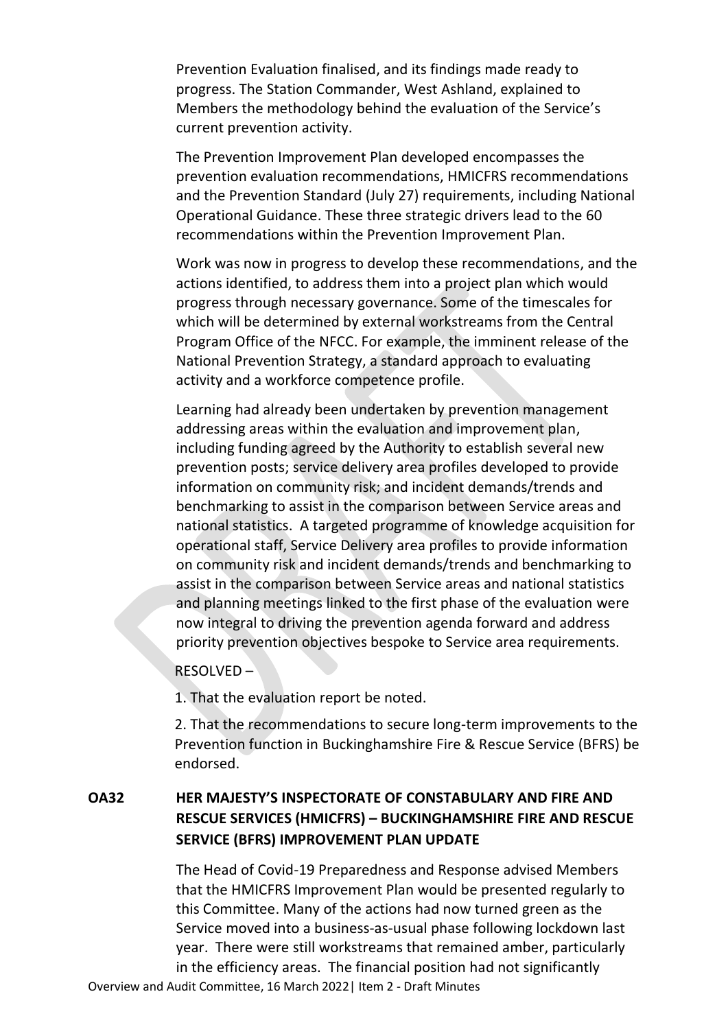Prevention Evaluation finalised, and its findings made ready to progress. The Station Commander, West Ashland, explained to Members the methodology behind the evaluation of the Service's current prevention activity.

The Prevention Improvement Plan developed encompasses the prevention evaluation recommendations, HMICFRS recommendations and the Prevention Standard (July 27) requirements, including National Operational Guidance. These three strategic drivers lead to the 60 recommendations within the Prevention Improvement Plan.

Work was now in progress to develop these recommendations, and the actions identified, to address them into a project plan which would progress through necessary governance. Some of the timescales for which will be determined by external workstreams from the Central Program Office of the NFCC. For example, the imminent release of the National Prevention Strategy, a standard approach to evaluating activity and a workforce competence profile.

Learning had already been undertaken by prevention management addressing areas within the evaluation and improvement plan, including funding agreed by the Authority to establish several new prevention posts; service delivery area profiles developed to provide information on community risk; and incident demands/trends and benchmarking to assist in the comparison between Service areas and national statistics. A targeted programme of knowledge acquisition for operational staff, Service Delivery area profiles to provide information on community risk and incident demands/trends and benchmarking to assist in the comparison between Service areas and national statistics and planning meetings linked to the first phase of the evaluation were now integral to driving the prevention agenda forward and address priority prevention objectives bespoke to Service area requirements.

RESOLVED –

1. That the evaluation report be noted.

2. That the recommendations to secure long-term improvements to the Prevention function in Buckinghamshire Fire & Rescue Service (BFRS) be endorsed.

## OA32 HER MAJESTY'S INSPECTORATE OF CONSTABULARY AND FIRE AND RESCUE SERVICES (HMICFRS) – BUCKINGHAMSHIRE FIRE AND RESCUE SERVICE (BFRS) IMPROVEMENT PLAN UPDATE

The Head of Covid-19 Preparedness and Response advised Members that the HMICFRS Improvement Plan would be presented regularly to this Committee. Many of the actions had now turned green as the Service moved into a business-as-usual phase following lockdown last year. There were still workstreams that remained amber, particularly in the efficiency areas. The financial position had not significantly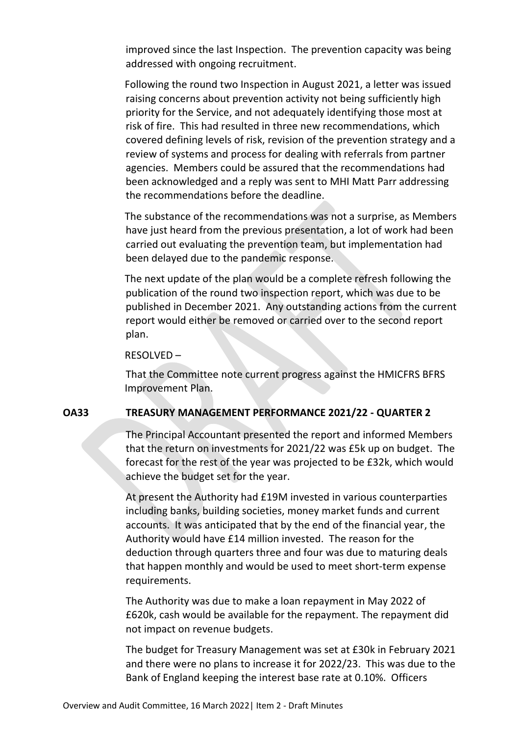improved since the last Inspection. The prevention capacity was being addressed with ongoing recruitment.

Following the round two Inspection in August 2021, a letter was issued raising concerns about prevention activity not being sufficiently high priority for the Service, and not adequately identifying those most at risk of fire. This had resulted in three new recommendations, which covered defining levels of risk, revision of the prevention strategy and a review of systems and process for dealing with referrals from partner agencies. Members could be assured that the recommendations had been acknowledged and a reply was sent to MHI Matt Parr addressing the recommendations before the deadline.

The substance of the recommendations was not a surprise, as Members have just heard from the previous presentation, a lot of work had been carried out evaluating the prevention team, but implementation had been delayed due to the pandemic response.

The next update of the plan would be a complete refresh following the publication of the round two inspection report, which was due to be published in December 2021. Any outstanding actions from the current report would either be removed or carried over to the second report plan.

RESOLVED –

That the Committee note current progress against the HMICFRS BFRS Improvement Plan.

**OA33 TREASURY MANAGEMENT PERFORMANCE 2021/22 - QUARTER 2**

The Principal Accountant presented the report and informed Members that the return on investments for 2021/22 was £5k up on budget. The forecast for the rest of the year was projected to be £32k, which would achieve the budget set for the year.

At present the Authority had £19M invested in various counterparties including banks, building societies, money market funds and current accounts. It was anticipated that by the end of the financial year, the Authority would have £14 million invested. The reason for the deduction through quarters three and four was due to maturing deals that happen monthly and would be used to meet short-term expense requirements.

The Authority was due to make a loan repayment in May 2022 of £620k, cash would be available for the repayment. The repayment did not impact on revenue budgets.

The budget for Treasury Management was set at £30k in February 2021 and there were no plans to increase it for 2022/23. This was due to the Bank of England keeping the interest base rate at 0.10%. Officers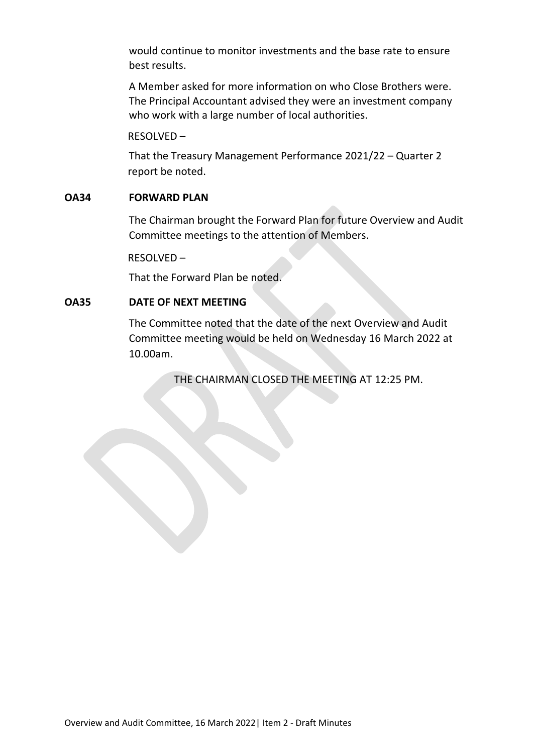would continue to monitor investments and the base rate to ensure best results.

A Member asked for more information on who Close Brothers were. The Principal Accountant advised they were an investment company who work with a large number of local authorities.

RESOLVED –

That the Treasury Management Performance 2021/22 – Quarter 2 report be noted.

**OA34 FORWARD PLAN**

The Chairman brought the Forward Plan for future Overview and Audit Committee meetings to the attention of Members.

RESOLVED –

That the Forward Plan be noted.

**OA35 DATE OF NEXT MEETING**

The Committee noted that the date of the next Overview and Audit Committee meeting would be held on Wednesday 16 March 2022 at 10.00am.

THE CHAIRMAN CLOSED THE MEETING AT 12:25 PM.